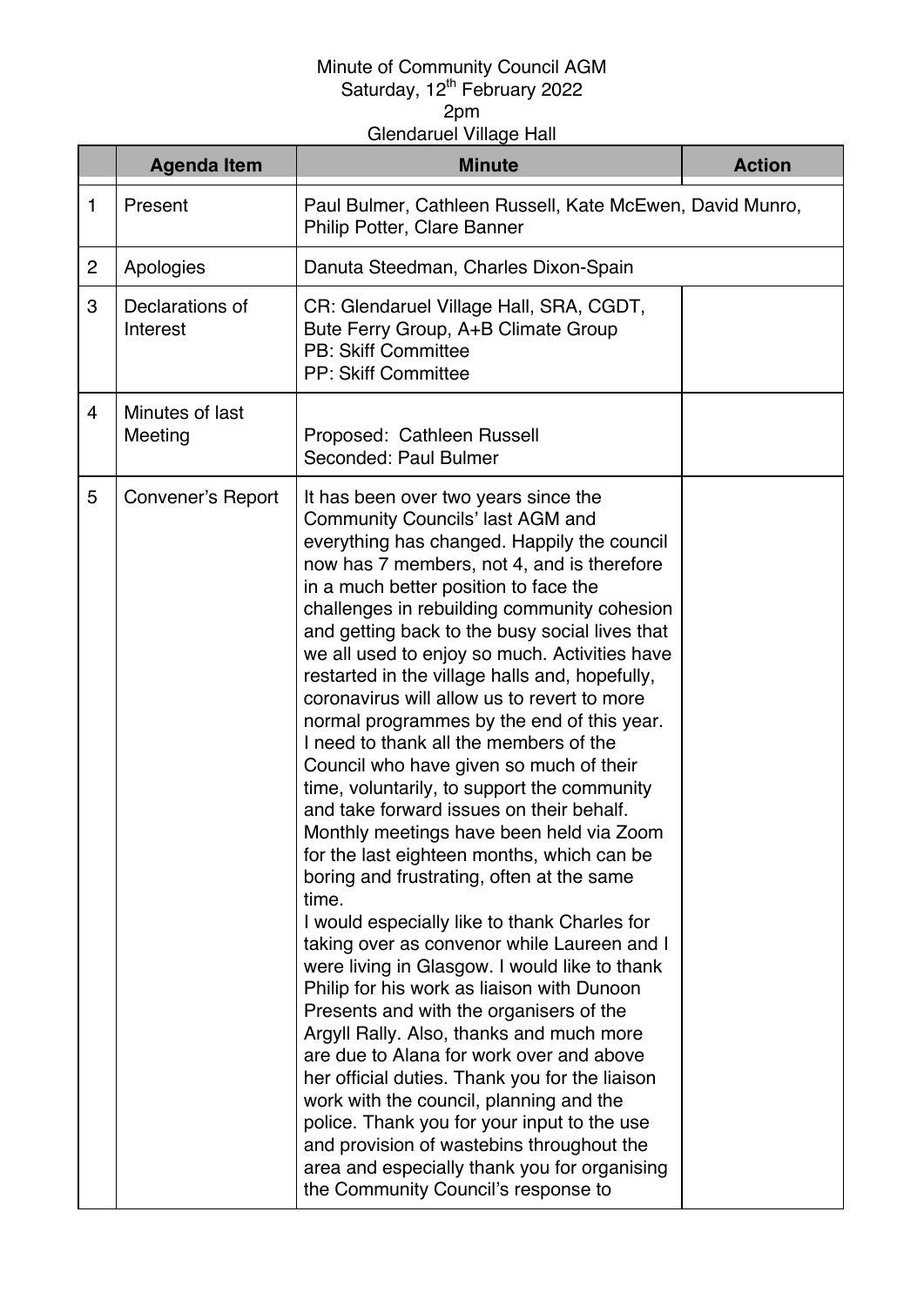Minute of Community Council AGM
Saturday, 12th February 2022
2pm
Glendaruel Village Hall

| | Agenda Item | Minute | Action |
|---|---|---|---|
| 1 | Present | Paul Bulmer, Cathleen Russell, Kate McEwen, David Munro, Philip Potter, Clare Banner | |
| 2 | Apologies | Danuta Steedman, Charles Dixon-Spain | |
| 3 | Declarations of Interest | CR: Glendaruel Village Hall, SRA, CGDT, Bute Ferry Group, A+B Climate Group<br>PB: Skiff Committee<br>PP: Skiff Committee | |
| 4 | Minutes of last Meeting | Proposed: Cathleen Russell<br>Seconded: Paul Bulmer | |
| 5 | Convener's Report | It has been over two years since the Community Councils' last AGM and everything has changed. Happily the council now has 7 members, not 4, and is therefore in a much better position to face the challenges in rebuilding community cohesion and getting back to the busy social lives that we all used to enjoy so much. Activities have restarted in the village halls and, hopefully, coronavirus will allow us to revert to more normal programmes by the end of this year.<br>I need to thank all the members of the Council who have given so much of their time, voluntarily, to support the community and take forward issues on their behalf. Monthly meetings have been held via Zoom for the last eighteen months, which can be boring and frustrating, often at the same time.<br>I would especially like to thank Charles for taking over as convenor while Laureen and I were living in Glasgow. I would like to thank Philip for his work as liaison with Dunoon Presents and with the organisers of the Argyll Rally. Also, thanks and much more are due to Alana for work over and above her official duties. Thank you for the liaison work with the council, planning and the police. Thank you for your input to the use and provision of wastebins throughout the area and especially thank you for organising the Community Council's response to | |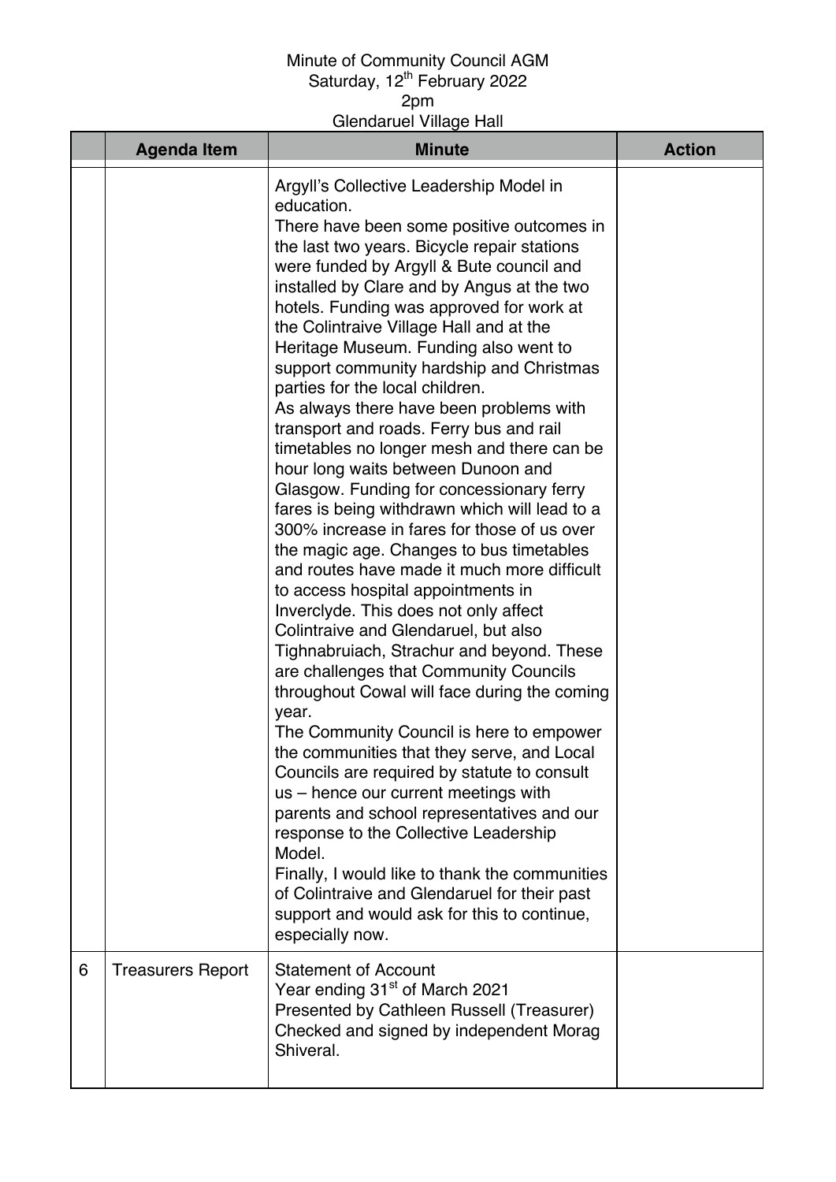Minute of Community Council AGM
Saturday, 12th February 2022
2pm
Glendaruel Village Hall

| | Agenda Item | Minute | Action |
|---|---|---|---|
| | | Argyll's Collective Leadership Model in education.<br>There have been some positive outcomes in the last two years. Bicycle repair stations were funded by Argyll & Bute council and installed by Clare and by Angus at the two hotels. Funding was approved for work at the Colintraive Village Hall and at the Heritage Museum. Funding also went to support community hardship and Christmas parties for the local children.<br>As always there have been problems with transport and roads. Ferry bus and rail timetables no longer mesh and there can be hour long waits between Dunoon and Glasgow. Funding for concessionary ferry fares is being withdrawn which will lead to a 300% increase in fares for those of us over the magic age. Changes to bus timetables and routes have made it much more difficult to access hospital appointments in Inverclyde. This does not only affect Colintraive and Glendaruel, but also Tighnabruiach, Strachur and beyond. These are challenges that Community Councils throughout Cowal will face during the coming year.<br>The Community Council is here to empower the communities that they serve, and Local Councils are required by statute to consult us – hence our current meetings with parents and school representatives and our response to the Collective Leadership Model.<br>Finally, I would like to thank the communities of Colintraive and Glendaruel for their past support and would ask for this to continue, especially now. | |
| 6 | Treasurers Report | Statement of Account<br>Year ending 31st of March 2021<br>Presented by Cathleen Russell (Treasurer)<br>Checked and signed by independent Morag Shiveral. | |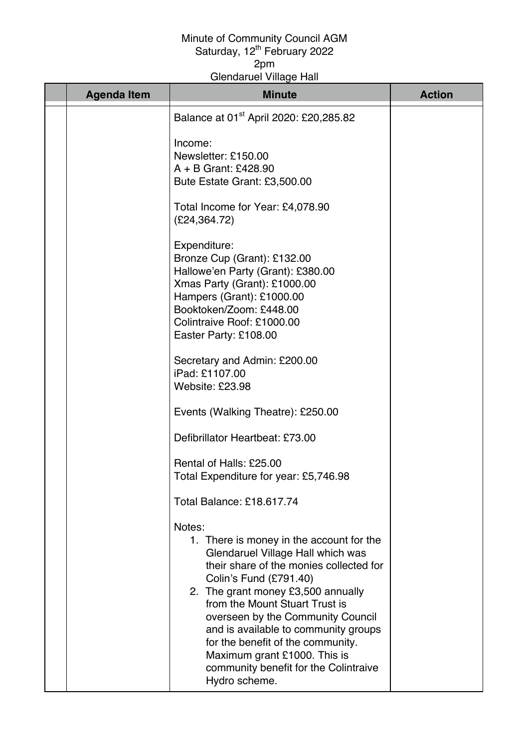Minute of Community Council AGM
Saturday, 12th February 2022
2pm
Glendaruel Village Hall

| | Agenda Item | Minute | Action |
|---|---|---|---|
| | | Balance at 01st April 2020: £20,285.82<br><br>Income:<br>Newsletter: £150.00<br>A + B Grant: £428.90<br>Bute Estate Grant: £3,500.00<br><br>Total Income for Year: £4,078.90<br>(£24,364.72)<br><br>Expenditure:<br>Bronze Cup (Grant): £132.00<br>Hallowe'en Party (Grant): £380.00<br>Xmas Party (Grant): £1000.00<br>Hampers (Grant): £1000.00<br>Booktoken/Zoom: £448.00<br>Colintraive Roof: £1000.00<br>Easter Party: £108.00<br><br>Secretary and Admin: £200.00<br>iPad: £1107.00<br>Website: £23.98<br><br>Events (Walking Theatre): £250.00<br><br>Defibrillator Heartbeat: £73.00<br><br>Rental of Halls: £25.00<br>Total Expenditure for year: £5,746.98<br><br>Total Balance: £18.617.74<br><br>Notes:<br>1. There is money in the account for the Glendaruel Village Hall which was their share of the monies collected for Colin's Fund (£791.40)<br>2. The grant money £3,500 annually from the Mount Stuart Trust is overseen by the Community Council and is available to community groups for the benefit of the community. Maximum grant £1000. This is community benefit for the Colintraive Hydro scheme. | |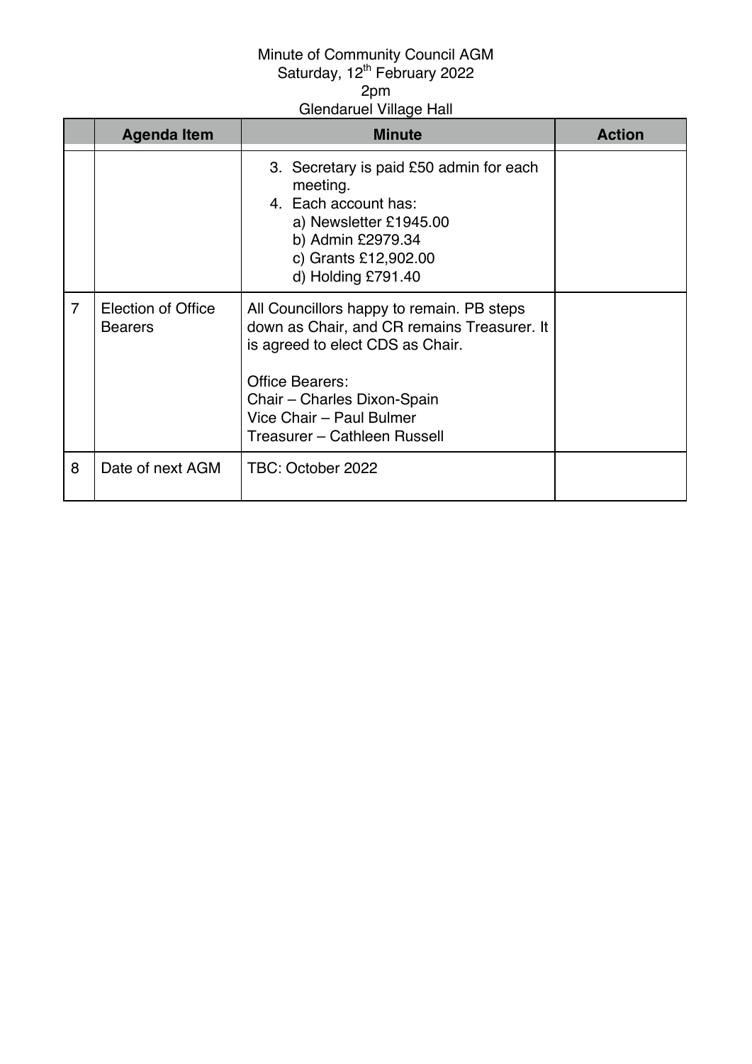Minute of Community Council AGM
Saturday, 12th February 2022
2pm
Glendaruel Village Hall

| | Agenda Item | Minute | Action |
|---|---|---|---|
| | | 3. Secretary is paid £50 admin for each meeting.<br>4. Each account has:<br>a) Newsletter £1945.00<br>b) Admin £2979.34<br>c) Grants £12,902.00<br>d) Holding £791.40 | |
| 7 | Election of Office Bearers | All Councillors happy to remain. PB steps down as Chair, and CR remains Treasurer. It is agreed to elect CDS as Chair.<br><br>Office Bearers:<br>Chair – Charles Dixon-Spain<br>Vice Chair – Paul Bulmer<br>Treasurer – Cathleen Russell | |
| 8 | Date of next AGM | TBC: October 2022 | |